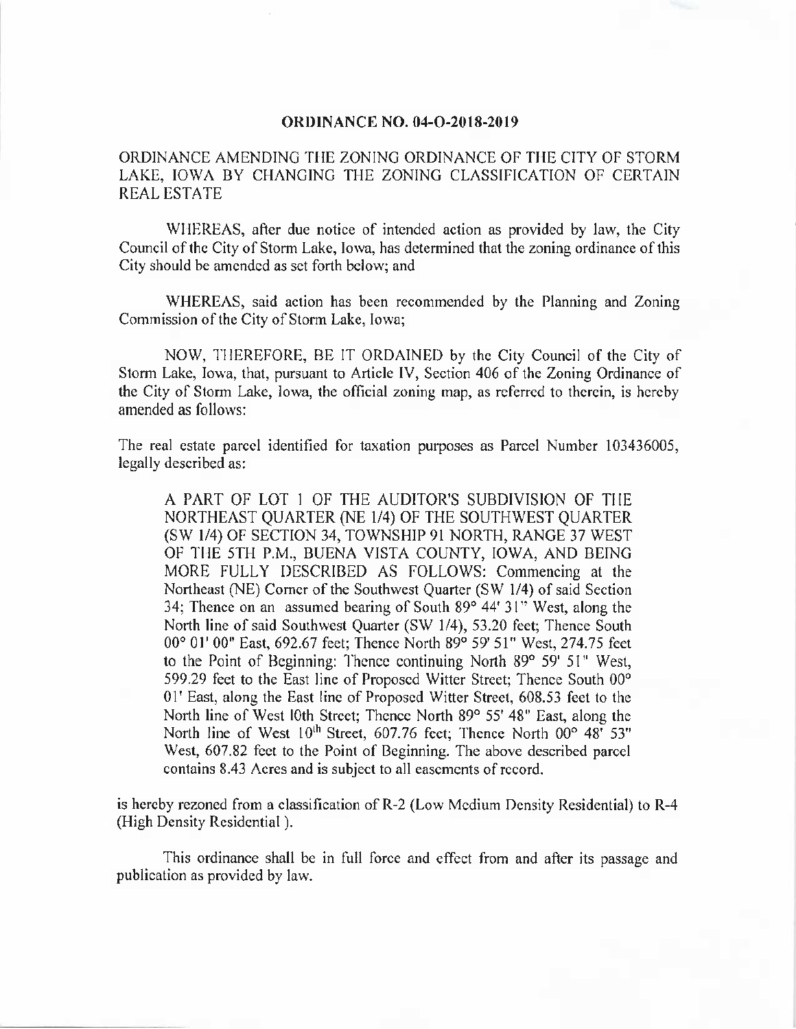# ORDINANCE NO. 04-O-2018-2019

ORDINANCE AMENDING THE ZONING ORDINANCE OF THE CITY OF STORM LAKE, IOWA BY CHANGING THE ZONING CLASSIFICATION OF CERTAIN REAL ESTATE

WHEREAS, after due notice of intended action as provided by law, the City Council of the City of Storm Lake, Iowa, has determined that the zoning ordinance of this City should be amended as set forth below; and

WHEREAS, said action has been recommended by the Planning and Zoning Commission of the City of Storm Lake, Iowa;

NOW, THEREFORE, BE IT ORDAINED by the City Council of the City of Storm Lake, Iowa, that, pursuant to Article IV, Section 406 of the Zoning Ordinance of the City of Storm Lake, Iowa, the official zoning map, as referred to therein, is hereby amended as follows:

The real estate parcel identified for taxation purposes as Parcel Number 103436005, legally described as:

> A PART OF LOT 1 OF THE AUDITOR'S SUBDIVISION OF THE NORTHEAST QUARTER (NE 1/4) OF THE SOUTHWEST QUARTER (SW 1/4) OF SECTION 34, TOWNSHIP 91 NORTH, RANGE 37 WEST OF THE 5TH P.M., BUENA VISTA COUNTY, IOWA, AND BEING MORE FULLY DESCRIBED AS FOLLOWS: Commencing at the Northeast (NE) Corner of the Southwest Quarter (SW 1/4) of said Section 34; Thence on an assumed bearing of South 89° 44' 31" West, along the North line of said Southwest Quarter (SW 1/4), 53.20 feet; Thence South 00° 01' 00" East, 692.67 feet; Thence North 89° 59' 51" West, 274.75 feet to the Point of Beginning: Thence continuing North 89° 59' 51" West, 599.29 feet to the East line of Proposed Witter Street; Thence South 00° 01' East, along the East line of Proposed Witter Street, 608.53 feet to the North line of West 10th Street; Thence North 89° 55' 48" East, along the North line of West 10th Street, 607.76 feet; Thence North 00° 48' 53" West, 607.82 feet to the Point of Beginning. The above described parcel contains 8.43 Acres and is subject to all easements of record.

is hereby rezoned from a classification of R-2 (Low Medium Density Residential) to R-4 (High Density Residential ).

This ordinance shall be in full force and effect from and after its passage and publication as provided by law.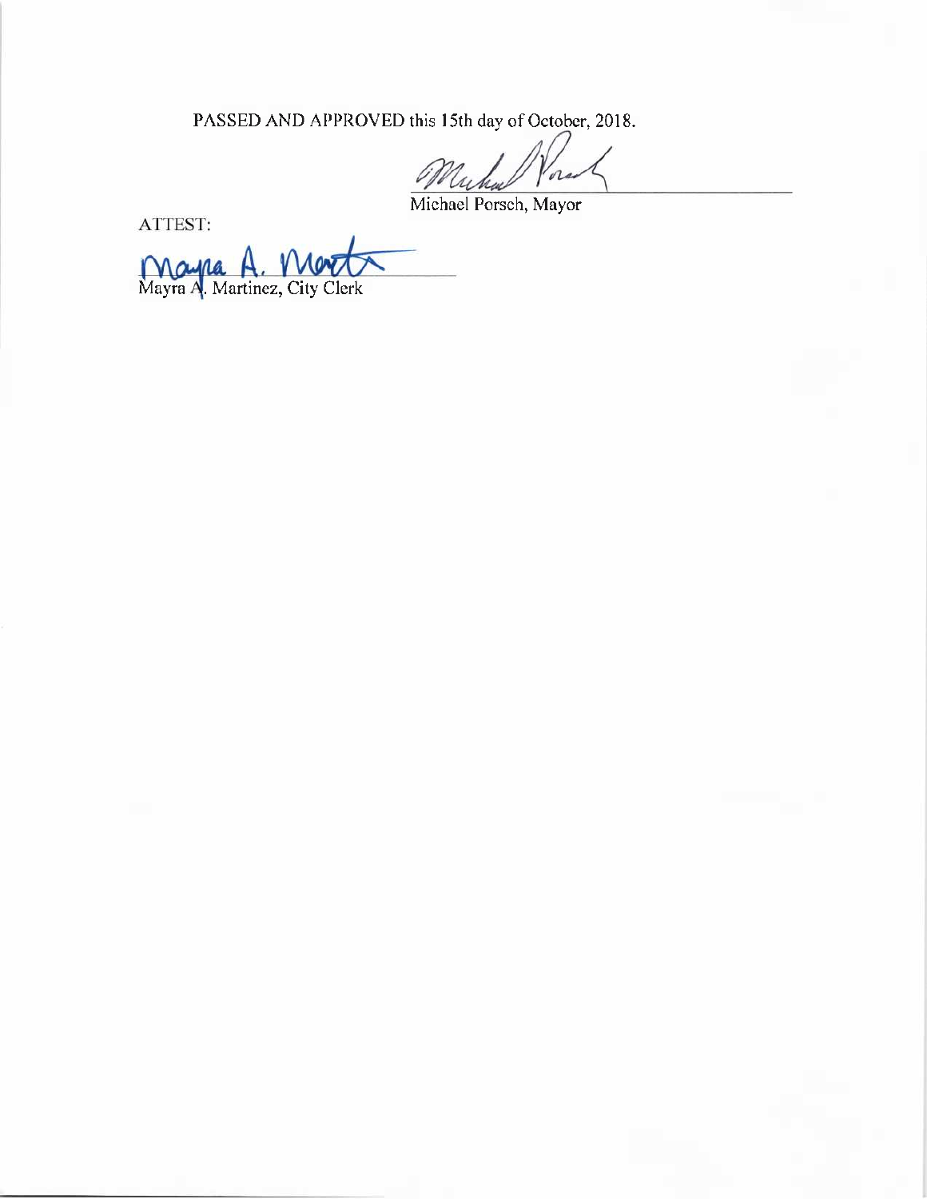PASSED AND APPROVED this 15th day of October, 2018.

Michael Porsch, Mayor

ATTEST:

Mayra A. Martinez, City Clerk